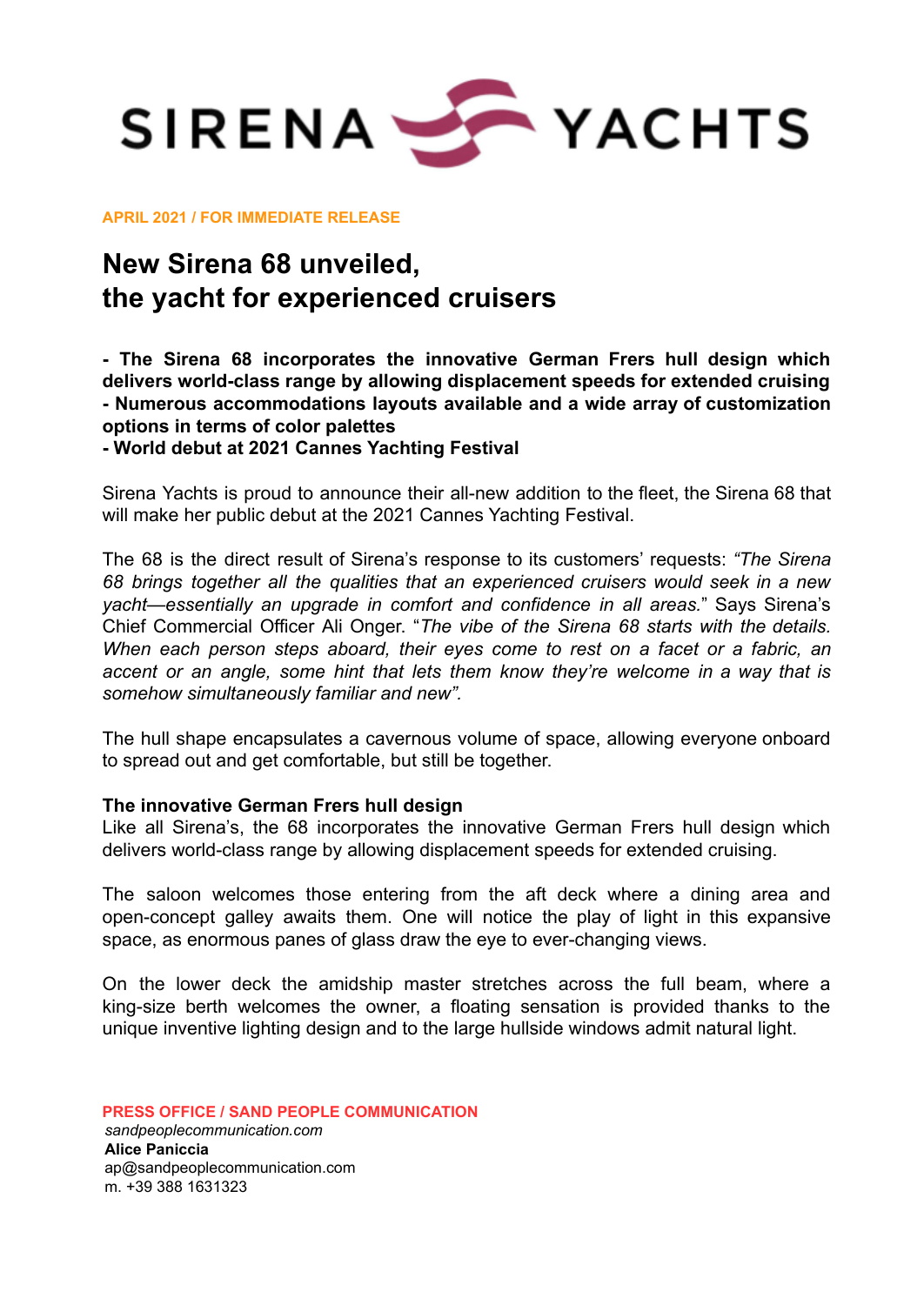SIRENA YACHTS

**APRIL 2021 / FOR IMMEDIATE RELEASE**

# New Sirena 68 unveiled, the yacht for experienced cruisers

**- The Sirena 68 incorporates the innovative German Frers hull design which delivers world-class range by allowing displacement speeds for extended cruising**
**- Numerous accommodations layouts available and a wide array of customization options in terms of color palettes**
**- World debut at 2021 Cannes Yachting Festival**

Sirena Yachts is proud to announce their all-new addition to the fleet, the Sirena 68 that will make her public debut at the 2021 Cannes Yachting Festival.

The 68 is the direct result of Sirena's response to its customers' requests: *"The Sirena 68 brings together all the qualities that an experienced cruisers would seek in a new yacht—essentially an upgrade in comfort and confidence in all areas.*" Says Sirena's Chief Commercial Officer Ali Onger. "*The vibe of the Sirena 68 starts with the details. When each person steps aboard, their eyes come to rest on a facet or a fabric, an accent or an angle, some hint that lets them know they're welcome in a way that is somehow simultaneously familiar and new".*

The hull shape encapsulates a cavernous volume of space, allowing everyone onboard to spread out and get comfortable, but still be together.

**The innovative German Frers hull design**
Like all Sirena's, the 68 incorporates the innovative German Frers hull design which delivers world-class range by allowing displacement speeds for extended cruising.

The saloon welcomes those entering from the aft deck where a dining area and open-concept galley awaits them. One will notice the play of light in this expansive space, as enormous panes of glass draw the eye to ever-changing views.

On the lower deck the amidship master stretches across the full beam, where a king-size berth welcomes the owner, a floating sensation is provided thanks to the unique inventive lighting design and to the large hullside windows admit natural light.

**PRESS OFFICE / SAND PEOPLE COMMUNICATION**
*sandpeoplecommunication.com*
**Alice Paniccia**
ap@sandpeoplecommunication.com
m. +39 388 1631323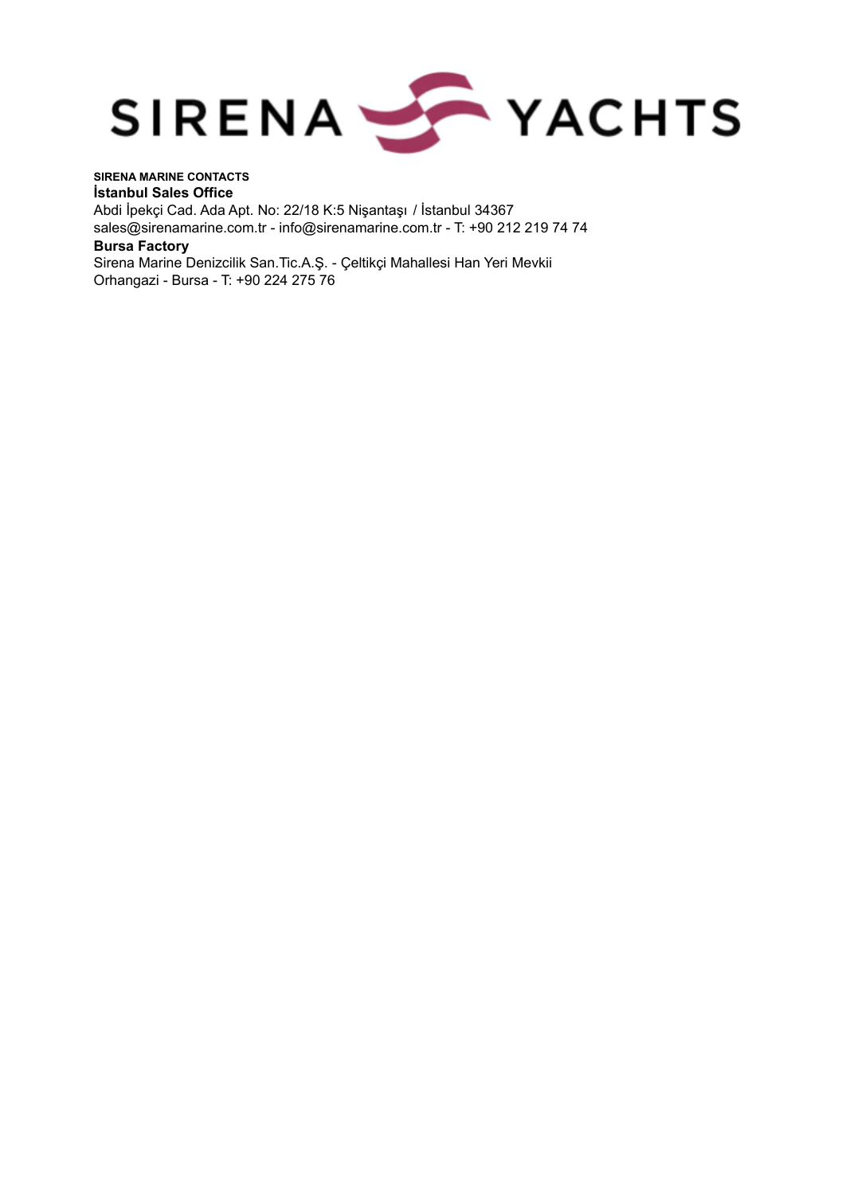SIRENA YACHTS

**SIRENA MARINE CONTACTS**

**İstanbul Sales Office**
Abdi İpekçi Cad. Ada Apt. No: 22/18 K:5 Nişantaşı / İstanbul 34367
sales@sirenamarine.com.tr - info@sirenamarine.com.tr - T: +90 212 219 74 74

**Bursa Factory**
Sirena Marine Denizcilik San.Tic.A.Ş. - Çeltikçi Mahallesi Han Yeri Mevkii
Orhangazi - Bursa - T: +90 224 275 76